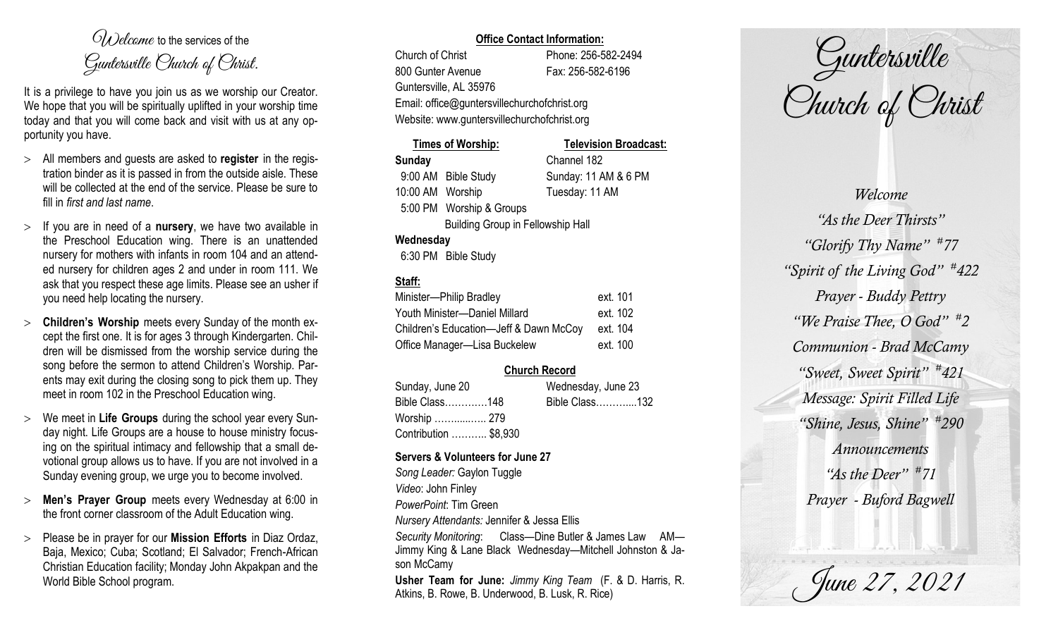*Welcome* to the services of the *Guntersville Church of Christ.*

It is a privilege to have you join us as we worship our Creator. We hope that you will be spiritually uplifted in your worship time today and that you will come back and visit with us at any opportunity you have.

- All members and guests are asked to **register** in the registration binder as it is passed in from the outside aisle. These will be collected at the end of the service. Please be sure to fill in *first and last name*.
- If you are in need of a **nursery**, we have two available in the Preschool Education wing. There is an unattended nursery for mothers with infants in room 104 and an attended nursery for children ages 2 and under in room 111. We ask that you respect these age limits. Please see an usher if you need help locating the nursery.
- **Children's Worship** meets every Sunday of the month except the first one. It is for ages 3 through Kindergarten. Children will be dismissed from the worship service during the song before the sermon to attend Children's Worship. Parents may exit during the closing song to pick them up. They meet in room 102 in the Preschool Education wing.
- We meet in **Life Groups** during the school year every Sunday night. Life Groups are a house to house ministry focusing on the spiritual intimacy and fellowship that a small devotional group allows us to have. If you are not involved in a Sunday evening group, we urge you to become involved.
- **Men's Prayer Group** meets every Wednesday at 6:00 in the front corner classroom of the Adult Education wing.
- Please be in prayer for our **Mission Efforts** in Diaz Ordaz, Baja, Mexico; Cuba; Scotland; El Salvador; French-African Christian Education facility; Monday John Akpakpan and the World Bible School program.

**Office Contact Information:**

Church of Christ — Phone: 256-582-2494
800 Gunter Avenue — Fax: 256-582-6196
Guntersville, AL 35976
Email: office@guntersvillechurchofchrist.org
Website: www.guntersvillechurchofchrist.org

**Times of Worship:**

**Sunday**
9:00 AM Bible Study
10:00 AM Worship
5:00 PM Worship & Groups
Building Group in Fellowship Hall

**Wednesday**
6:30 PM Bible Study

**Television Broadcast:**

Channel 182
Sunday: 11 AM & 6 PM
Tuesday: 11 AM

**Staff:**

| | |
|---|---|
| Minister—Philip Bradley | ext. 101 |
| Youth Minister—Daniel Millard | ext. 102 |
| Children's Education—Jeff & Dawn McCoy | ext. 104 |
| Office Manager—Lisa Buckelew | ext. 100 |

**Church Record**

| Sunday, June 20 | Wednesday, June 23 |
|---|---|
| Bible Class…………148 | Bible Class………...132 |
| Worship ………...…. 279 | |
| Contribution ……….. $8,930 | |

**Servers & Volunteers for June 27**

*Song Leader:* Gaylon Tuggle
*Video*: John Finley
*PowerPoint*: Tim Green
*Nursery Attendants:* Jennifer & Jessa Ellis
*Security Monitoring*: Class—Dine Butler & James Law AM—Jimmy King & Lane Black Wednesday—Mitchell Johnston & Jason McCamy

**Usher Team for June:** *Jimmy King Team* (F. & D. Harris, R. Atkins, B. Rowe, B. Underwood, B. Lusk, R. Rice)

# Guntersville Church of Christ

*Welcome*
*"As the Deer Thirsts"*
*"Glorify Thy Name" #77*
*"Spirit of the Living God" #422*
*Prayer - Buddy Pettry*
*"We Praise Thee, O God" #2*
*Communion - Brad McCamy*
*"Sweet, Sweet Spirit" #421*
*Message: Spirit Filled Life*
*"Shine, Jesus, Shine" #290*
*Announcements*
*"As the Deer" #71*
*Prayer - Buford Bagwell*

*June 27, 2021*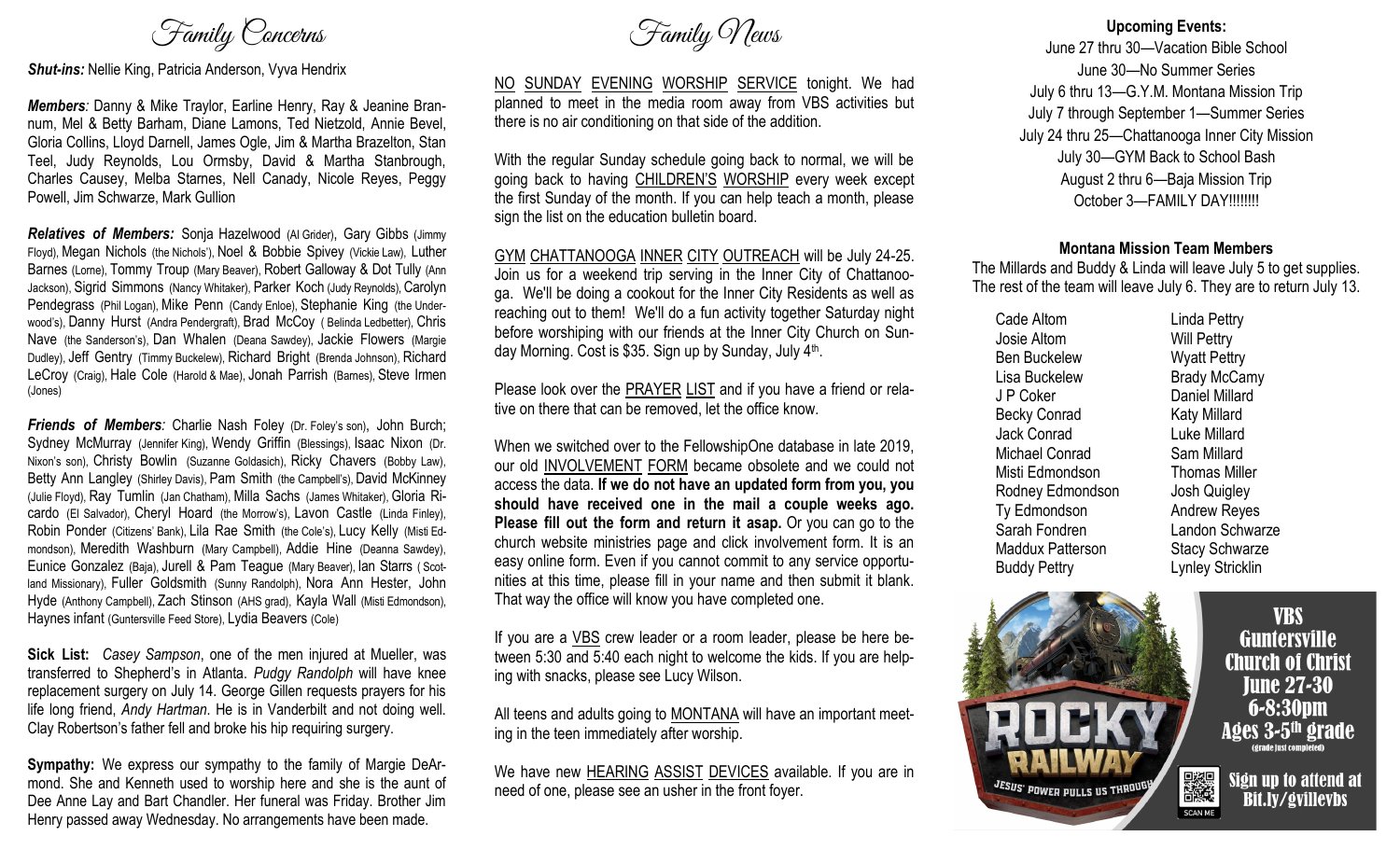# Family Concerns

***Shut-ins:*** Nellie King, Patricia Anderson, Vyva Hendrix

***Members:*** Danny & Mike Traylor, Earline Henry, Ray & Jeanine Brannum, Mel & Betty Barham, Diane Lamons, Ted Nietzold, Annie Bevel, Gloria Collins, Lloyd Darnell, James Ogle, Jim & Martha Brazelton, Stan Teel, Judy Reynolds, Lou Ormsby, David & Martha Stanbrough, Charles Causey, Melba Starnes, Nell Canady, Nicole Reyes, Peggy Powell, Jim Schwarze, Mark Gullion

***Relatives of Members:*** Sonja Hazelwood (Al Grider), Gary Gibbs (Jimmy Floyd), Megan Nichols (the Nichols'), Noel & Bobbie Spivey (Vickie Law), Luther Barnes (Lorne), Tommy Troup (Mary Beaver), Robert Galloway & Dot Tully (Ann Jackson), Sigrid Simmons (Nancy Whitaker), Parker Koch (Judy Reynolds), Carolyn Pendegrass (Phil Logan), Mike Penn (Candy Enloe), Stephanie King (the Underwood's), Danny Hurst (Andra Pendergraft), Brad McCoy ( Belinda Ledbetter), Chris Nave (the Sanderson's), Dan Whalen (Deana Sawdey), Jackie Flowers (Margie Dudley), Jeff Gentry (Timmy Buckelew), Richard Bright (Brenda Johnson), Richard LeCroy (Craig), Hale Cole (Harold & Mae), Jonah Parrish (Barnes), Steve Irmen (Jones)

***Friends of Members:*** Charlie Nash Foley (Dr. Foley's son), John Burch; Sydney McMurray (Jennifer King), Wendy Griffin (Blessings), Isaac Nixon (Dr. Nixon's son), Christy Bowlin (Suzanne Goldasich), Ricky Chavers (Bobby Law), Betty Ann Langley (Shirley Davis), Pam Smith (the Campbell's), David McKinney (Julie Floyd), Ray Tumlin (Jan Chatham), Milla Sachs (James Whitaker), Gloria Ricardo (El Salvador), Cheryl Hoard (the Morrow's), Lavon Castle (Linda Finley), Robin Ponder (Citizens' Bank), Lila Rae Smith (the Cole's), Lucy Kelly (Misti Edmondson), Meredith Washburn (Mary Campbell), Addie Hine (Deanna Sawdey), Eunice Gonzalez (Baja), Jurell & Pam Teague (Mary Beaver), Ian Starrs ( Scotland Missionary), Fuller Goldsmith (Sunny Randolph), Nora Ann Hester, John Hyde (Anthony Campbell), Zach Stinson (AHS grad), Kayla Wall (Misti Edmondson), Haynes infant (Guntersville Feed Store), Lydia Beavers (Cole)

**Sick List:** *Casey Sampson*, one of the men injured at Mueller, was transferred to Shepherd's in Atlanta. *Pudgy Randolph* will have knee replacement surgery on July 14. George Gillen requests prayers for his life long friend, *Andy Hartman.* He is in Vanderbilt and not doing well. Clay Robertson's father fell and broke his hip requiring surgery.

**Sympathy:** We express our sympathy to the family of Margie DeArmond. She and Kenneth used to worship here and she is the aunt of Dee Anne Lay and Bart Chandler. Her funeral was Friday. Brother Jim Henry passed away Wednesday. No arrangements have been made.

# Family News

NO SUNDAY EVENING WORSHIP SERVICE tonight. We had planned to meet in the media room away from VBS activities but there is no air conditioning on that side of the addition.

With the regular Sunday schedule going back to normal, we will be going back to having CHILDREN'S WORSHIP every week except the first Sunday of the month. If you can help teach a month, please sign the list on the education bulletin board.

GYM CHATTANOOGA INNER CITY OUTREACH will be July 24-25. Join us for a weekend trip serving in the Inner City of Chattanooga. We'll be doing a cookout for the Inner City Residents as well as reaching out to them! We'll do a fun activity together Saturday night before worshiping with our friends at the Inner City Church on Sunday Morning. Cost is $35. Sign up by Sunday, July 4th.

Please look over the PRAYER LIST and if you have a friend or relative on there that can be removed, let the office know.

When we switched over to the FellowshipOne database in late 2019, our old INVOLVEMENT FORM became obsolete and we could not access the data. **If we do not have an updated form from you, you should have received one in the mail a couple weeks ago. Please fill out the form and return it asap.** Or you can go to the church website ministries page and click involvement form. It is an easy online form. Even if you cannot commit to any service opportunities at this time, please fill in your name and then submit it blank. That way the office will know you have completed one.

If you are a VBS crew leader or a room leader, please be here between 5:30 and 5:40 each night to welcome the kids. If you are helping with snacks, please see Lucy Wilson.

All teens and adults going to MONTANA will have an important meeting in the teen immediately after worship.

We have new HEARING ASSIST DEVICES available. If you are in need of one, please see an usher in the front foyer.

## Upcoming Events:

June 27 thru 30—Vacation Bible School
June 30—No Summer Series
July 6 thru 13—G.Y.M. Montana Mission Trip
July 7 through September 1—Summer Series
July 24 thru 25—Chattanooga Inner City Mission
July 30—GYM Back to School Bash
August 2 thru 6—Baja Mission Trip
October 3—FAMILY DAY!!!!!!!!

## Montana Mission Team Members

The Millards and Buddy & Linda will leave July 5 to get supplies. The rest of the team will leave July 6. They are to return July 13.

| | |
|---|---|
| Cade Altom | Linda Pettry |
| Josie Altom | Will Pettry |
| Ben Buckelew | Wyatt Pettry |
| Lisa Buckelew | Brady McCamy |
| J P Coker | Daniel Millard |
| Becky Conrad | Katy Millard |
| Jack Conrad | Luke Millard |
| Michael Conrad | Sam Millard |
| Misti Edmondson | Thomas Miller |
| Rodney Edmondson | Josh Quigley |
| Ty Edmondson | Andrew Reyes |
| Sarah Fondren | Landon Schwarze |
| Maddux Patterson | Stacy Schwarze |
| Buddy Pettry | Lynley Stricklin |

ROCKY RAILWAY
JESUS' POWER PULLS US THROUGH

VBS
Guntersville Church of Christ
June 27-30
6-8:30pm
Ages 3-5th grade
(grade just completed)

Sign up to attend at Bit.ly/gvillevbs